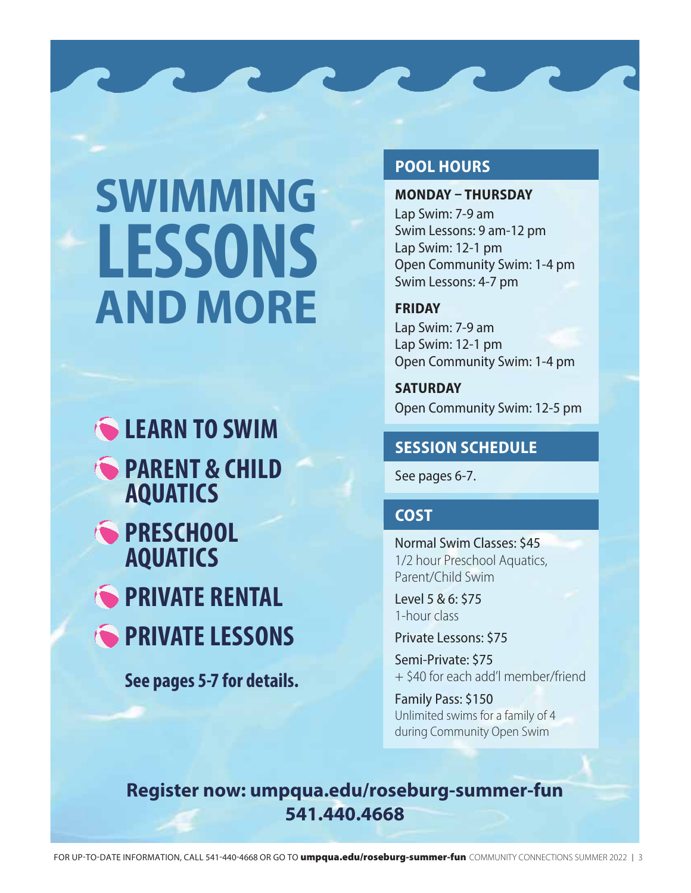# SWIMMING LESSONS AND MORE

- **LEARN TO SWIM**
- **PARENT & CHILD AQUATICS**
- **PRESCHOOL AQUATICS**
- **PRIVATE RENTAL**
- **PRIVATE LESSONS**

**See pages 5-7 for details.**

## POOL HOURS

**MONDAY – THURSDAY**

Lap Swim: 7-9 am
Swim Lessons: 9 am-12 pm
Lap Swim: 12-1 pm
Open Community Swim: 1-4 pm
Swim Lessons: 4-7 pm

**FRIDAY**

Lap Swim: 7-9 am
Lap Swim: 12-1 pm
Open Community Swim: 1-4 pm

**SATURDAY**

Open Community Swim: 12-5 pm

## SESSION SCHEDULE

See pages 6-7.

## COST

Normal Swim Classes: $45
1/2 hour Preschool Aquatics, Parent/Child Swim

Level 5 & 6: $75
1-hour class

Private Lessons: $75

Semi-Private: $75
+ $40 for each add'l member/friend

Family Pass: $150
Unlimited swims for a family of 4 during Community Open Swim

**Register now: umpqua.edu/roseburg-summer-fun**
**541.440.4668**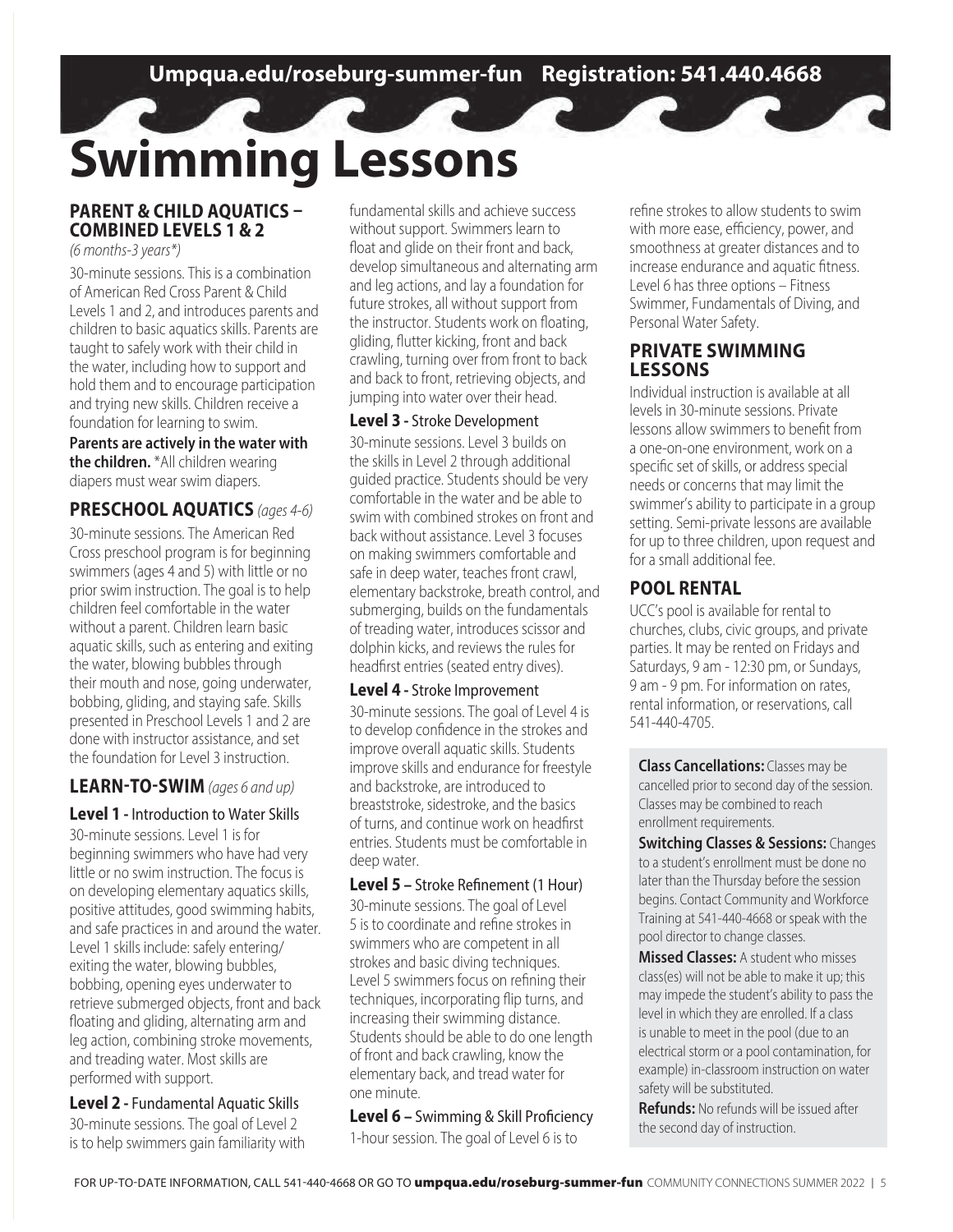# Swimming Lessons

## PARENT & CHILD AQUATICS – COMBINED LEVELS 1 & 2

*(6 months-3 years\*)*

30-minute sessions. This is a combination of American Red Cross Parent & Child Levels 1 and 2, and introduces parents and children to basic aquatics skills. Parents are taught to safely work with their child in the water, including how to support and hold them and to encourage participation and trying new skills. Children receive a foundation for learning to swim.

**Parents are actively in the water with the children.** \*All children wearing diapers must wear swim diapers.

## PRESCHOOL AQUATICS *(ages 4-6)*

30-minute sessions. The American Red Cross preschool program is for beginning swimmers (ages 4 and 5) with little or no prior swim instruction. The goal is to help children feel comfortable in the water without a parent. Children learn basic aquatic skills, such as entering and exiting the water, blowing bubbles through their mouth and nose, going underwater, bobbing, gliding, and staying safe. Skills presented in Preschool Levels 1 and 2 are done with instructor assistance, and set the foundation for Level 3 instruction.

## LEARN-TO-SWIM *(ages 6 and up)*

### Level 1 - Introduction to Water Skills

30-minute sessions. Level 1 is for beginning swimmers who have had very little or no swim instruction. The focus is on developing elementary aquatics skills, positive attitudes, good swimming habits, and safe practices in and around the water. Level 1 skills include: safely entering/exiting the water, blowing bubbles, bobbing, opening eyes underwater to retrieve submerged objects, front and back floating and gliding, alternating arm and leg action, combining stroke movements, and treading water. Most skills are performed with support.

### Level 2 - Fundamental Aquatic Skills

30-minute sessions. The goal of Level 2 is to help swimmers gain familiarity with fundamental skills and achieve success without support. Swimmers learn to float and glide on their front and back, develop simultaneous and alternating arm and leg actions, and lay a foundation for future strokes, all without support from the instructor. Students work on floating, gliding, flutter kicking, front and back crawling, turning over from front to back and back to front, retrieving objects, and jumping into water over their head.

### Level 3 - Stroke Development

30-minute sessions. Level 3 builds on the skills in Level 2 through additional guided practice. Students should be very comfortable in the water and be able to swim with combined strokes on front and back without assistance. Level 3 focuses on making swimmers comfortable and safe in deep water, teaches front crawl, elementary backstroke, breath control, and submerging, builds on the fundamentals of treading water, introduces scissor and dolphin kicks, and reviews the rules for headfirst entries (seated entry dives).

### Level 4 - Stroke Improvement

30-minute sessions. The goal of Level 4 is to develop confidence in the strokes and improve overall aquatic skills. Students improve skills and endurance for freestyle and backstroke, are introduced to breaststroke, sidestroke, and the basics of turns, and continue work on headfirst entries. Students must be comfortable in deep water.

### Level 5 – Stroke Refinement (1 Hour)

30-minute sessions. The goal of Level 5 is to coordinate and refine strokes in swimmers who are competent in all strokes and basic diving techniques. Level 5 swimmers focus on refining their techniques, incorporating flip turns, and increasing their swimming distance. Students should be able to do one length of front and back crawling, know the elementary back, and tread water for one minute.

### Level 6 – Swimming & Skill Proficiency

1-hour session. The goal of Level 6 is to refine strokes to allow students to swim with more ease, efficiency, power, and smoothness at greater distances and to increase endurance and aquatic fitness. Level 6 has three options – Fitness Swimmer, Fundamentals of Diving, and Personal Water Safety.

## PRIVATE SWIMMING LESSONS

Individual instruction is available at all levels in 30-minute sessions. Private lessons allow swimmers to benefit from a one-on-one environment, work on a specific set of skills, or address special needs or concerns that may limit the swimmer's ability to participate in a group setting. Semi-private lessons are available for up to three children, upon request and for a small additional fee.

## POOL RENTAL

UCC's pool is available for rental to churches, clubs, civic groups, and private parties. It may be rented on Fridays and Saturdays, 9 am - 12:30 pm, or Sundays, 9 am - 9 pm. For information on rates, rental information, or reservations, call 541-440-4705.

**Class Cancellations:** Classes may be cancelled prior to second day of the session. Classes may be combined to reach enrollment requirements.

**Switching Classes & Sessions:** Changes to a student's enrollment must be done no later than the Thursday before the session begins. Contact Community and Workforce Training at 541-440-4668 or speak with the pool director to change classes.

**Missed Classes:** A student who misses class(es) will not be able to make it up; this may impede the student's ability to pass the level in which they are enrolled. If a class is unable to meet in the pool (due to an electrical storm or a pool contamination, for example) in-classroom instruction on water safety will be substituted.

**Refunds:** No refunds will be issued after the second day of instruction.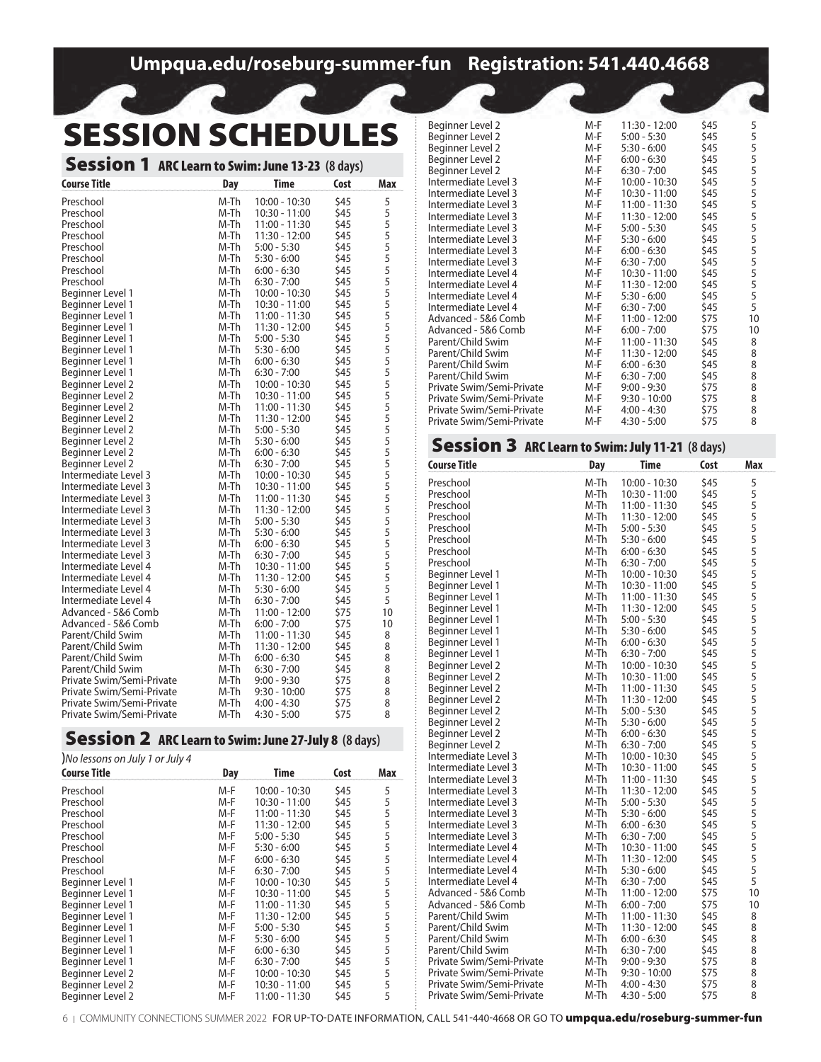Umpqua.edu/roseburg-summer-fun Registration: 541.440.4668

# SESSION SCHEDULES

## Session 1 ARC Learn to Swim: June 13-23 (8 days)

| Course Title | Day | Time | Cost | Max |
|---|---|---|---|---|
| Preschool | M-Th | 10:00 - 10:30 | $45 | 5 |
| Preschool | M-Th | 10:30 - 11:00 | $45 | 5 |
| Preschool | M-Th | 11:00 - 11:30 | $45 | 5 |
| Preschool | M-Th | 11:30 - 12:00 | $45 | 5 |
| Preschool | M-Th | 5:00 - 5:30 | $45 | 5 |
| Preschool | M-Th | 5:30 - 6:00 | $45 | 5 |
| Preschool | M-Th | 6:00 - 6:30 | $45 | 5 |
| Preschool | M-Th | 6:30 - 7:00 | $45 | 5 |
| Beginner Level 1 | M-Th | 10:00 - 10:30 | $45 | 5 |
| Beginner Level 1 | M-Th | 10:30 - 11:00 | $45 | 5 |
| Beginner Level 1 | M-Th | 11:00 - 11:30 | $45 | 5 |
| Beginner Level 1 | M-Th | 11:30 - 12:00 | $45 | 5 |
| Beginner Level 1 | M-Th | 5:00 - 5:30 | $45 | 5 |
| Beginner Level 1 | M-Th | 5:30 - 6:00 | $45 | 5 |
| Beginner Level 1 | M-Th | 6:00 - 6:30 | $45 | 5 |
| Beginner Level 1 | M-Th | 6:30 - 7:00 | $45 | 5 |
| Beginner Level 2 | M-Th | 10:00 - 10:30 | $45 | 5 |
| Beginner Level 2 | M-Th | 10:30 - 11:00 | $45 | 5 |
| Beginner Level 2 | M-Th | 11:00 - 11:30 | $45 | 5 |
| Beginner Level 2 | M-Th | 11:30 - 12:00 | $45 | 5 |
| Beginner Level 2 | M-Th | 5:00 - 5:30 | $45 | 5 |
| Beginner Level 2 | M-Th | 5:30 - 6:00 | $45 | 5 |
| Beginner Level 2 | M-Th | 6:00 - 6:30 | $45 | 5 |
| Beginner Level 2 | M-Th | 6:30 - 7:00 | $45 | 5 |
| Intermediate Level 3 | M-Th | 10:00 - 10:30 | $45 | 5 |
| Intermediate Level 3 | M-Th | 10:30 - 11:00 | $45 | 5 |
| Intermediate Level 3 | M-Th | 11:00 - 11:30 | $45 | 5 |
| Intermediate Level 3 | M-Th | 11:30 - 12:00 | $45 | 5 |
| Intermediate Level 3 | M-Th | 5:00 - 5:30 | $45 | 5 |
| Intermediate Level 3 | M-Th | 5:30 - 6:00 | $45 | 5 |
| Intermediate Level 3 | M-Th | 6:00 - 6:30 | $45 | 5 |
| Intermediate Level 3 | M-Th | 6:30 - 7:00 | $45 | 5 |
| Intermediate Level 4 | M-Th | 10:30 - 11:00 | $45 | 5 |
| Intermediate Level 4 | M-Th | 11:30 - 12:00 | $45 | 5 |
| Intermediate Level 4 | M-Th | 5:30 - 6:00 | $45 | 5 |
| Intermediate Level 4 | M-Th | 6:30 - 7:00 | $45 | 5 |
| Advanced - 5&6 Comb | M-Th | 11:00 - 12:00 | $75 | 10 |
| Advanced - 5&6 Comb | M-Th | 6:00 - 7:00 | $75 | 10 |
| Parent/Child Swim | M-Th | 11:00 - 11:30 | $45 | 8 |
| Parent/Child Swim | M-Th | 11:30 - 12:00 | $45 | 8 |
| Parent/Child Swim | M-Th | 6:00 - 6:30 | $45 | 8 |
| Parent/Child Swim | M-Th | 6:30 - 7:00 | $45 | 8 |
| Private Swim/Semi-Private | M-Th | 9:00 - 9:30 | $75 | 8 |
| Private Swim/Semi-Private | M-Th | 9:30 - 10:00 | $75 | 8 |
| Private Swim/Semi-Private | M-Th | 4:00 - 4:30 | $75 | 8 |
| Private Swim/Semi-Private | M-Th | 4:30 - 5:00 | $75 | 8 |

## Session 2 ARC Learn to Swim: June 27-July 8 (8 days)

)*No lessons on July 1 or July 4*

| Course Title | Day | Time | Cost | Max |
|---|---|---|---|---|
| Preschool | M-F | 10:00 - 10:30 | $45 | 5 |
| Preschool | M-F | 10:30 - 11:00 | $45 | 5 |
| Preschool | M-F | 11:00 - 11:30 | $45 | 5 |
| Preschool | M-F | 11:30 - 12:00 | $45 | 5 |
| Preschool | M-F | 5:00 - 5:30 | $45 | 5 |
| Preschool | M-F | 5:30 - 6:00 | $45 | 5 |
| Preschool | M-F | 6:00 - 6:30 | $45 | 5 |
| Preschool | M-F | 6:30 - 7:00 | $45 | 5 |
| Beginner Level 1 | M-F | 10:00 - 10:30 | $45 | 5 |
| Beginner Level 1 | M-F | 10:30 - 11:00 | $45 | 5 |
| Beginner Level 1 | M-F | 11:00 - 11:30 | $45 | 5 |
| Beginner Level 1 | M-F | 11:30 - 12:00 | $45 | 5 |
| Beginner Level 1 | M-F | 5:00 - 5:30 | $45 | 5 |
| Beginner Level 1 | M-F | 5:30 - 6:00 | $45 | 5 |
| Beginner Level 1 | M-F | 6:00 - 6:30 | $45 | 5 |
| Beginner Level 1 | M-F | 6:30 - 7:00 | $45 | 5 |
| Beginner Level 2 | M-F | 10:00 - 10:30 | $45 | 5 |
| Beginner Level 2 | M-F | 10:30 - 11:00 | $45 | 5 |
| Beginner Level 2 | M-F | 11:00 - 11:30 | $45 | 5 |
| Beginner Level 2 | M-F | 11:30 - 12:00 | $45 | 5 |
| Beginner Level 2 | M-F | 5:00 - 5:30 | $45 | 5 |
| Beginner Level 2 | M-F | 5:30 - 6:00 | $45 | 5 |
| Beginner Level 2 | M-F | 6:00 - 6:30 | $45 | 5 |
| Beginner Level 2 | M-F | 6:30 - 7:00 | $45 | 5 |
| Intermediate Level 3 | M-F | 10:00 - 10:30 | $45 | 5 |
| Intermediate Level 3 | M-F | 10:30 - 11:00 | $45 | 5 |
| Intermediate Level 3 | M-F | 11:00 - 11:30 | $45 | 5 |
| Intermediate Level 3 | M-F | 11:30 - 12:00 | $45 | 5 |
| Intermediate Level 3 | M-F | 5:00 - 5:30 | $45 | 5 |
| Intermediate Level 3 | M-F | 5:30 - 6:00 | $45 | 5 |
| Intermediate Level 3 | M-F | 6:00 - 6:30 | $45 | 5 |
| Intermediate Level 3 | M-F | 6:30 - 7:00 | $45 | 5 |
| Intermediate Level 4 | M-F | 10:30 - 11:00 | $45 | 5 |
| Intermediate Level 4 | M-F | 11:30 - 12:00 | $45 | 5 |
| Intermediate Level 4 | M-F | 5:30 - 6:00 | $45 | 5 |
| Intermediate Level 4 | M-F | 6:30 - 7:00 | $45 | 5 |
| Advanced - 5&6 Comb | M-F | 11:00 - 12:00 | $75 | 10 |
| Advanced - 5&6 Comb | M-F | 6:00 - 7:00 | $75 | 10 |
| Parent/Child Swim | M-F | 11:00 - 11:30 | $45 | 8 |
| Parent/Child Swim | M-F | 11:30 - 12:00 | $45 | 8 |
| Parent/Child Swim | M-F | 6:00 - 6:30 | $45 | 8 |
| Parent/Child Swim | M-F | 6:30 - 7:00 | $45 | 8 |
| Private Swim/Semi-Private | M-F | 9:00 - 9:30 | $75 | 8 |
| Private Swim/Semi-Private | M-F | 9:30 - 10:00 | $75 | 8 |
| Private Swim/Semi-Private | M-F | 4:00 - 4:30 | $75 | 8 |
| Private Swim/Semi-Private | M-F | 4:30 - 5:00 | $75 | 8 |

## Session 3 ARC Learn to Swim: July 11-21 (8 days)

| Course Title | Day | Time | Cost | Max |
|---|---|---|---|---|
| Preschool | M-Th | 10:00 - 10:30 | $45 | 5 |
| Preschool | M-Th | 10:30 - 11:00 | $45 | 5 |
| Preschool | M-Th | 11:00 - 11:30 | $45 | 5 |
| Preschool | M-Th | 11:30 - 12:00 | $45 | 5 |
| Preschool | M-Th | 5:00 - 5:30 | $45 | 5 |
| Preschool | M-Th | 5:30 - 6:00 | $45 | 5 |
| Preschool | M-Th | 6:00 - 6:30 | $45 | 5 |
| Preschool | M-Th | 6:30 - 7:00 | $45 | 5 |
| Beginner Level 1 | M-Th | 10:00 - 10:30 | $45 | 5 |
| Beginner Level 1 | M-Th | 10:30 - 11:00 | $45 | 5 |
| Beginner Level 1 | M-Th | 11:00 - 11:30 | $45 | 5 |
| Beginner Level 1 | M-Th | 11:30 - 12:00 | $45 | 5 |
| Beginner Level 1 | M-Th | 5:00 - 5:30 | $45 | 5 |
| Beginner Level 1 | M-Th | 5:30 - 6:00 | $45 | 5 |
| Beginner Level 1 | M-Th | 6:00 - 6:30 | $45 | 5 |
| Beginner Level 1 | M-Th | 6:30 - 7:00 | $45 | 5 |
| Beginner Level 2 | M-Th | 10:00 - 10:30 | $45 | 5 |
| Beginner Level 2 | M-Th | 10:30 - 11:00 | $45 | 5 |
| Beginner Level 2 | M-Th | 11:00 - 11:30 | $45 | 5 |
| Beginner Level 2 | M-Th | 11:30 - 12:00 | $45 | 5 |
| Beginner Level 2 | M-Th | 5:00 - 5:30 | $45 | 5 |
| Beginner Level 2 | M-Th | 5:30 - 6:00 | $45 | 5 |
| Beginner Level 2 | M-Th | 6:00 - 6:30 | $45 | 5 |
| Beginner Level 2 | M-Th | 6:30 - 7:00 | $45 | 5 |
| Intermediate Level 3 | M-Th | 10:00 - 10:30 | $45 | 5 |
| Intermediate Level 3 | M-Th | 10:30 - 11:00 | $45 | 5 |
| Intermediate Level 3 | M-Th | 11:00 - 11:30 | $45 | 5 |
| Intermediate Level 3 | M-Th | 11:30 - 12:00 | $45 | 5 |
| Intermediate Level 3 | M-Th | 5:00 - 5:30 | $45 | 5 |
| Intermediate Level 3 | M-Th | 5:30 - 6:00 | $45 | 5 |
| Intermediate Level 3 | M-Th | 6:00 - 6:30 | $45 | 5 |
| Intermediate Level 3 | M-Th | 6:30 - 7:00 | $45 | 5 |
| Intermediate Level 4 | M-Th | 10:30 - 11:00 | $45 | 5 |
| Intermediate Level 4 | M-Th | 11:30 - 12:00 | $45 | 5 |
| Intermediate Level 4 | M-Th | 5:30 - 6:00 | $45 | 5 |
| Intermediate Level 4 | M-Th | 6:30 - 7:00 | $45 | 5 |
| Advanced - 5&6 Comb | M-Th | 11:00 - 12:00 | $75 | 10 |
| Advanced - 5&6 Comb | M-Th | 6:00 - 7:00 | $75 | 10 |
| Parent/Child Swim | M-Th | 11:00 - 11:30 | $45 | 8 |
| Parent/Child Swim | M-Th | 11:30 - 12:00 | $45 | 8 |
| Parent/Child Swim | M-Th | 6:00 - 6:30 | $45 | 8 |
| Parent/Child Swim | M-Th | 6:30 - 7:00 | $45 | 8 |
| Private Swim/Semi-Private | M-Th | 9:00 - 9:30 | $75 | 8 |
| Private Swim/Semi-Private | M-Th | 9:30 - 10:00 | $75 | 8 |
| Private Swim/Semi-Private | M-Th | 4:00 - 4:30 | $75 | 8 |
| Private Swim/Semi-Private | M-Th | 4:30 - 5:00 | $75 | 8 |

FOR UP-TO-DATE INFORMATION, CALL 541-440-4668 OR GO TO **umpqua.edu/roseburg-summer-fun**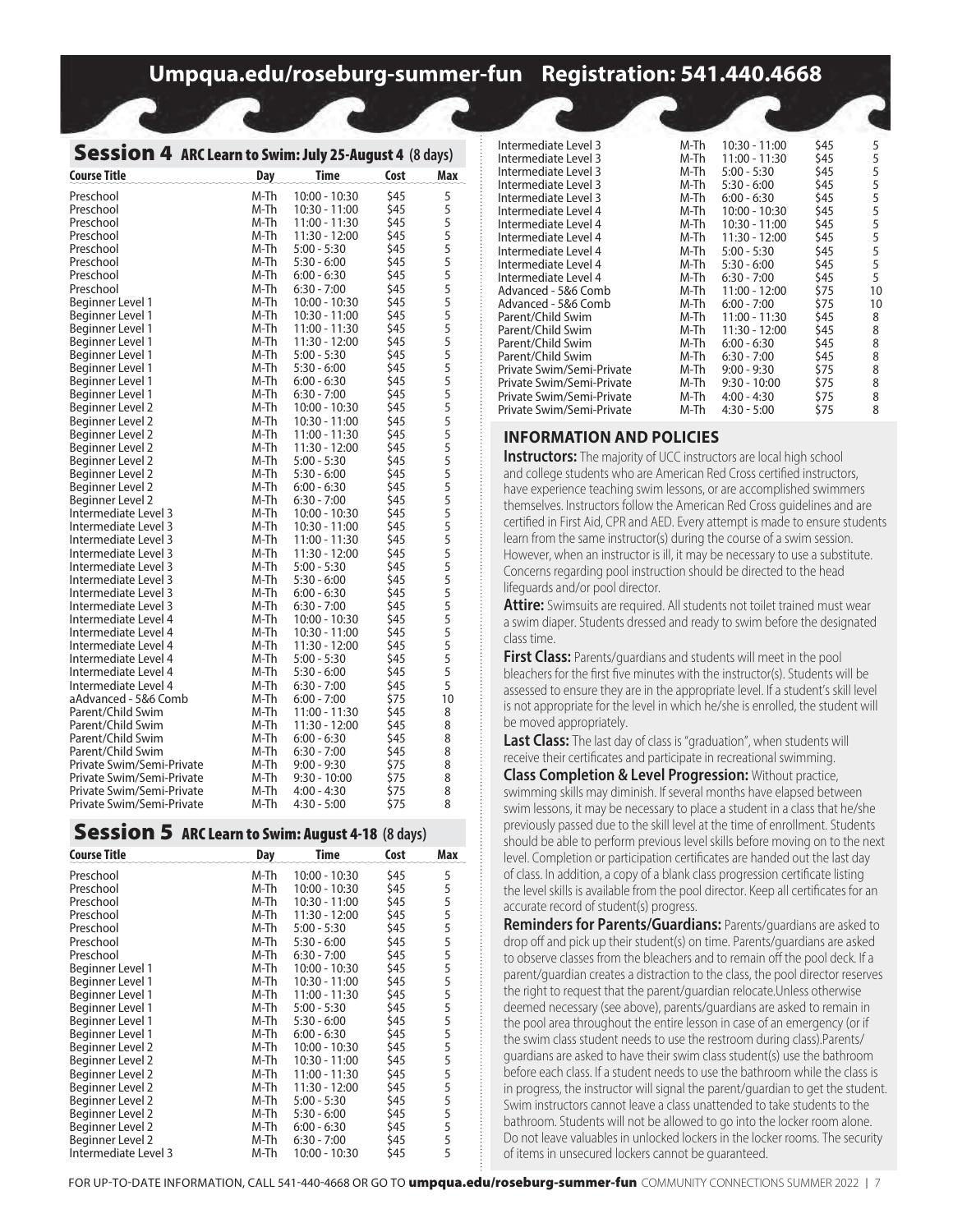Umpqua.edu/roseburg-summer-fun Registration: 541.440.4668

## Session 4 ARC Learn to Swim: July 25-August 4 (8 days)

| Course Title | Day | Time | Cost | Max |
|---|---|---|---|---|
| Preschool | M-Th | 10:00 - 10:30 | $45 | 5 |
| Preschool | M-Th | 10:30 - 11:00 | $45 | 5 |
| Preschool | M-Th | 11:00 - 11:30 | $45 | 5 |
| Preschool | M-Th | 11:30 - 12:00 | $45 | 5 |
| Preschool | M-Th | 5:00 - 5:30 | $45 | 5 |
| Preschool | M-Th | 5:30 - 6:00 | $45 | 5 |
| Preschool | M-Th | 6:00 - 6:30 | $45 | 5 |
| Preschool | M-Th | 6:30 - 7:00 | $45 | 5 |
| Beginner Level 1 | M-Th | 10:00 - 10:30 | $45 | 5 |
| Beginner Level 1 | M-Th | 10:30 - 11:00 | $45 | 5 |
| Beginner Level 1 | M-Th | 11:00 - 11:30 | $45 | 5 |
| Beginner Level 1 | M-Th | 11:30 - 12:00 | $45 | 5 |
| Beginner Level 1 | M-Th | 5:00 - 5:30 | $45 | 5 |
| Beginner Level 1 | M-Th | 5:30 - 6:00 | $45 | 5 |
| Beginner Level 1 | M-Th | 6:00 - 6:30 | $45 | 5 |
| Beginner Level 1 | M-Th | 6:30 - 7:00 | $45 | 5 |
| Beginner Level 2 | M-Th | 10:00 - 10:30 | $45 | 5 |
| Beginner Level 2 | M-Th | 10:30 - 11:00 | $45 | 5 |
| Beginner Level 2 | M-Th | 11:00 - 11:30 | $45 | 5 |
| Beginner Level 2 | M-Th | 11:30 - 12:00 | $45 | 5 |
| Beginner Level 2 | M-Th | 5:00 - 5:30 | $45 | 5 |
| Beginner Level 2 | M-Th | 5:30 - 6:00 | $45 | 5 |
| Beginner Level 2 | M-Th | 6:00 - 6:30 | $45 | 5 |
| Beginner Level 2 | M-Th | 6:30 - 7:00 | $45 | 5 |
| Intermediate Level 3 | M-Th | 10:00 - 10:30 | $45 | 5 |
| Intermediate Level 3 | M-Th | 10:30 - 11:00 | $45 | 5 |
| Intermediate Level 3 | M-Th | 11:00 - 11:30 | $45 | 5 |
| Intermediate Level 3 | M-Th | 11:30 - 12:00 | $45 | 5 |
| Intermediate Level 3 | M-Th | 5:00 - 5:30 | $45 | 5 |
| Intermediate Level 3 | M-Th | 5:30 - 6:00 | $45 | 5 |
| Intermediate Level 3 | M-Th | 6:00 - 6:30 | $45 | 5 |
| Intermediate Level 3 | M-Th | 6:30 - 7:00 | $45 | 5 |
| Intermediate Level 4 | M-Th | 10:00 - 10:30 | $45 | 5 |
| Intermediate Level 4 | M-Th | 10:30 - 11:00 | $45 | 5 |
| Intermediate Level 4 | M-Th | 11:30 - 12:00 | $45 | 5 |
| Intermediate Level 4 | M-Th | 5:00 - 5:30 | $45 | 5 |
| Intermediate Level 4 | M-Th | 5:30 - 6:00 | $45 | 5 |
| Intermediate Level 4 | M-Th | 6:30 - 7:00 | $45 | 5 |
| aAdvanced - 5&6 Comb | M-Th | 6:00 - 7:00 | $75 | 10 |
| Parent/Child Swim | M-Th | 11:00 - 11:30 | $45 | 8 |
| Parent/Child Swim | M-Th | 11:30 - 12:00 | $45 | 8 |
| Parent/Child Swim | M-Th | 6:00 - 6:30 | $45 | 8 |
| Parent/Child Swim | M-Th | 6:30 - 7:00 | $45 | 8 |
| Private Swim/Semi-Private | M-Th | 9:00 - 9:30 | $75 | 8 |
| Private Swim/Semi-Private | M-Th | 9:30 - 10:00 | $75 | 8 |
| Private Swim/Semi-Private | M-Th | 4:00 - 4:30 | $75 | 8 |
| Private Swim/Semi-Private | M-Th | 4:30 - 5:00 | $75 | 8 |

## Session 5 ARC Learn to Swim: August 4-18 (8 days)

| Course Title | Day | Time | Cost | Max |
|---|---|---|---|---|
| Preschool | M-Th | 10:00 - 10:30 | $45 | 5 |
| Preschool | M-Th | 10:00 - 10:30 | $45 | 5 |
| Preschool | M-Th | 10:30 - 11:00 | $45 | 5 |
| Preschool | M-Th | 11:30 - 12:00 | $45 | 5 |
| Preschool | M-Th | 5:00 - 5:30 | $45 | 5 |
| Preschool | M-Th | 5:30 - 6:00 | $45 | 5 |
| Preschool | M-Th | 6:30 - 7:00 | $45 | 5 |
| Beginner Level 1 | M-Th | 10:00 - 10:30 | $45 | 5 |
| Beginner Level 1 | M-Th | 10:30 - 11:00 | $45 | 5 |
| Beginner Level 1 | M-Th | 11:00 - 11:30 | $45 | 5 |
| Beginner Level 1 | M-Th | 5:00 - 5:30 | $45 | 5 |
| Beginner Level 1 | M-Th | 5:30 - 6:00 | $45 | 5 |
| Beginner Level 1 | M-Th | 6:00 - 6:30 | $45 | 5 |
| Beginner Level 2 | M-Th | 10:00 - 10:30 | $45 | 5 |
| Beginner Level 2 | M-Th | 10:30 - 11:00 | $45 | 5 |
| Beginner Level 2 | M-Th | 11:00 - 11:30 | $45 | 5 |
| Beginner Level 2 | M-Th | 11:30 - 12:00 | $45 | 5 |
| Beginner Level 2 | M-Th | 5:00 - 5:30 | $45 | 5 |
| Beginner Level 2 | M-Th | 5:30 - 6:00 | $45 | 5 |
| Beginner Level 2 | M-Th | 6:00 - 6:30 | $45 | 5 |
| Beginner Level 2 | M-Th | 6:30 - 7:00 | $45 | 5 |
| Intermediate Level 3 | M-Th | 10:00 - 10:30 | $45 | 5 |
| Intermediate Level 3 | M-Th | 10:30 - 11:00 | $45 | 5 |
| Intermediate Level 3 | M-Th | 11:00 - 11:30 | $45 | 5 |
| Intermediate Level 3 | M-Th | 5:00 - 5:30 | $45 | 5 |
| Intermediate Level 3 | M-Th | 5:30 - 6:00 | $45 | 5 |
| Intermediate Level 3 | M-Th | 6:00 - 6:30 | $45 | 5 |
| Intermediate Level 4 | M-Th | 10:00 - 10:30 | $45 | 5 |
| Intermediate Level 4 | M-Th | 10:30 - 11:00 | $45 | 5 |
| Intermediate Level 4 | M-Th | 11:30 - 12:00 | $45 | 5 |
| Intermediate Level 4 | M-Th | 5:00 - 5:30 | $45 | 5 |
| Intermediate Level 4 | M-Th | 5:30 - 6:00 | $45 | 5 |
| Intermediate Level 4 | M-Th | 6:30 - 7:00 | $45 | 5 |
| Advanced - 5&6 Comb | M-Th | 11:00 - 12:00 | $75 | 10 |
| Advanced - 5&6 Comb | M-Th | 6:00 - 7:00 | $75 | 10 |
| Parent/Child Swim | M-Th | 11:00 - 11:30 | $45 | 8 |
| Parent/Child Swim | M-Th | 11:30 - 12:00 | $45 | 8 |
| Parent/Child Swim | M-Th | 6:00 - 6:30 | $45 | 8 |
| Parent/Child Swim | M-Th | 6:30 - 7:00 | $45 | 8 |
| Private Swim/Semi-Private | M-Th | 9:00 - 9:30 | $75 | 8 |
| Private Swim/Semi-Private | M-Th | 9:30 - 10:00 | $75 | 8 |
| Private Swim/Semi-Private | M-Th | 4:00 - 4:30 | $75 | 8 |
| Private Swim/Semi-Private | M-Th | 4:30 - 5:00 | $75 | 8 |

## INFORMATION AND POLICIES

**Instructors:** The majority of UCC instructors are local high school and college students who are American Red Cross certified instructors, have experience teaching swim lessons, or are accomplished swimmers themselves. Instructors follow the American Red Cross guidelines and are certified in First Aid, CPR and AED. Every attempt is made to ensure students learn from the same instructor(s) during the course of a swim session. However, when an instructor is ill, it may be necessary to use a substitute. Concerns regarding pool instruction should be directed to the head lifeguards and/or pool director.

**Attire:** Swimsuits are required. All students not toilet trained must wear a swim diaper. Students dressed and ready to swim before the designated class time.

**First Class:** Parents/guardians and students will meet in the pool bleachers for the first five minutes with the instructor(s). Students will be assessed to ensure they are in the appropriate level. If a student's skill level is not appropriate for the level in which he/she is enrolled, the student will be moved appropriately.

**Last Class:** The last day of class is "graduation", when students will receive their certificates and participate in recreational swimming.

**Class Completion & Level Progression:** Without practice, swimming skills may diminish. If several months have elapsed between swim lessons, it may be necessary to place a student in a class that he/she previously passed due to the skill level at the time of enrollment. Students should be able to perform previous level skills before moving on to the next level. Completion or participation certificates are handed out the last day of class. In addition, a copy of a blank class progression certificate listing the level skills is available from the pool director. Keep all certificates for an accurate record of student(s) progress.

**Reminders for Parents/Guardians:** Parents/guardians are asked to drop off and pick up their student(s) on time. Parents/guardians are asked to observe classes from the bleachers and to remain off the pool deck. If a parent/guardian creates a distraction to the class, the pool director reserves the right to request that the parent/guardian relocate.Unless otherwise deemed necessary (see above), parents/guardians are asked to remain in the pool area throughout the entire lesson in case of an emergency (or if the swim class student needs to use the restroom during class).Parents/guardians are asked to have their swim class student(s) use the bathroom before each class. If a student needs to use the bathroom while the class is in progress, the instructor will signal the parent/guardian to get the student. Swim instructors cannot leave a class unattended to take students to the bathroom. Students will not be allowed to go into the locker room alone. Do not leave valuables in unlocked lockers in the locker rooms. The security of items in unsecured lockers cannot be guaranteed.

FOR UP-TO-DATE INFORMATION, CALL 541-440-4668 OR GO TO **umpqua.edu/roseburg-summer-fun**